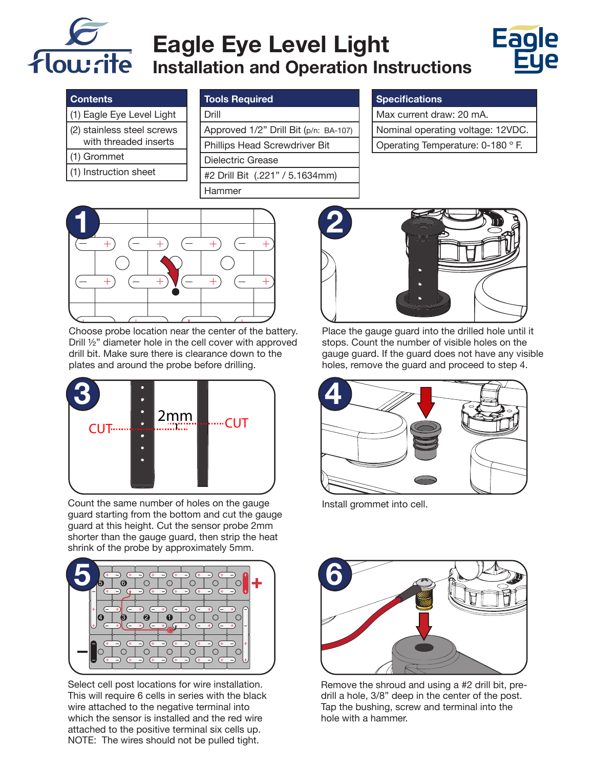# Eagle Eye Level Light

## Installation and Operation Instructions

| Contents |
|---|
| (1) Eagle Eye Level Light |
| (2) stainless steel screws with threaded inserts |
| (1) Grommet |
| (1) Instruction sheet |

| Tools Required |
|---|
| Drill |
| Approved 1/2" Drill Bit (p/n: BA-107) |
| Phillips Head Screwdriver Bit |
| Dielectric Grease |
| #2 Drill Bit (.221" / 5.1634mm) |
| Hammer |

| Specifications |
|---|
| Max current draw: 20 mA. |
| Nominal operating voltage: 12VDC. |
| Operating Temperature: 0-180 ° F. |

**1** Choose probe location near the center of the battery. Drill ½" diameter hole in the cell cover with approved drill bit. Make sure there is clearance down to the plates and around the probe before drilling.

**2** Place the gauge guard into the drilled hole until it stops. Count the number of visible holes on the gauge guard. If the guard does not have any visible holes, remove the guard and proceed to step 4.

**3** Count the same number of holes on the gauge guard starting from the bottom and cut the gauge guard at this height. Cut the sensor probe 2mm shorter than the gauge guard, then strip the heat shrink of the probe by approximately 5mm.

**4** Install grommet into cell.

**5** Select cell post locations for wire installation. This will require 6 cells in series with the black wire attached to the negative terminal into which the sensor is installed and the red wire attached to the positive terminal six cells up. NOTE: The wires should not be pulled tight.

**6** Remove the shroud and using a #2 drill bit, pre-drill a hole, 3/8" deep in the center of the post. Tap the bushing, screw and terminal into the hole with a hammer.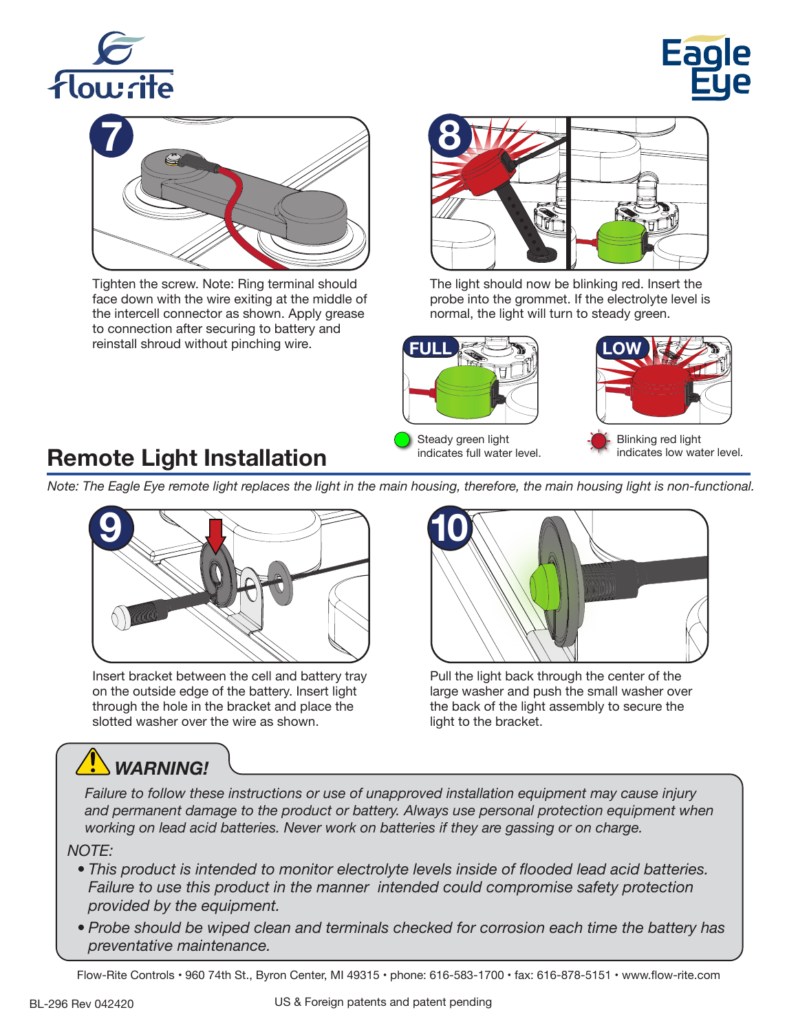7

Tighten the screw. Note: Ring terminal should face down with the wire exiting at the middle of the intercell connector as shown. Apply grease to connection after securing to battery and reinstall shroud without pinching wire.

8

The light should now be blinking red. Insert the probe into the grommet. If the electrolyte level is normal, the light will turn to steady green.

FULL

Steady green light indicates full water level.

LOW

Blinking red light indicates low water level.

## Remote Light Installation

*Note: The Eagle Eye remote light replaces the light in the main housing, therefore, the main housing light is non-functional.*

9

Insert bracket between the cell and battery tray on the outside edge of the battery. Insert light through the hole in the bracket and place the slotted washer over the wire as shown.

10

Pull the light back through the center of the large washer and push the small washer over the back of the light assembly to secure the light to the bracket.

### *WARNING!*

*Failure to follow these instructions or use of unapproved installation equipment may cause injury and permanent damage to the product or battery. Always use personal protection equipment when working on lead acid batteries. Never work on batteries if they are gassing or on charge.*

*NOTE:*

- *This product is intended to monitor electrolyte levels inside of flooded lead acid batteries. Failure to use this product in the manner intended could compromise safety protection provided by the equipment.*
- *Probe should be wiped clean and terminals checked for corrosion each time the battery has preventative maintenance.*

Flow-Rite Controls • 960 74th St., Byron Center, MI 49315 • phone: 616-583-1700 • fax: 616-878-5151 • www.flow-rite.com

BL-296 Rev 042420

US & Foreign patents and patent pending